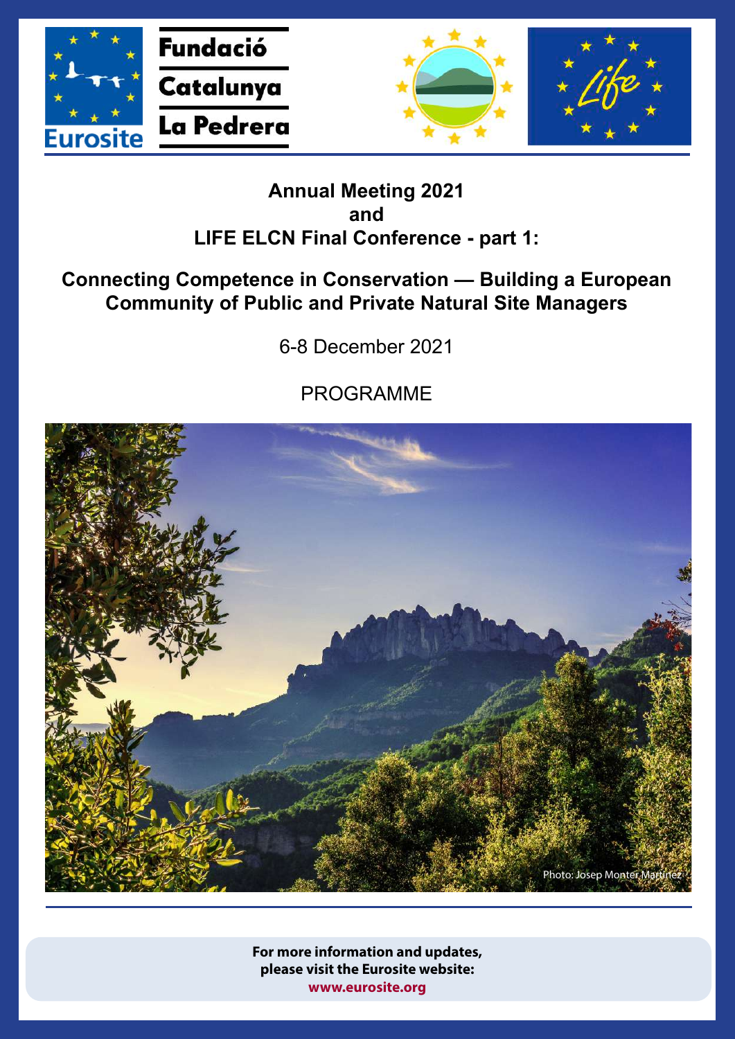Eurosite

Fundació Catalunya La Pedrera

# Annual Meeting 2021 and LIFE ELCN Final Conference - part 1:

## Connecting Competence in Conservation — Building a European Community of Public and Private Natural Site Managers

6-8 December 2021

PROGRAMME

Photo: Josep Monter Martínez

**For more information and updates, please visit the Eurosite website:**
**www.eurosite.org**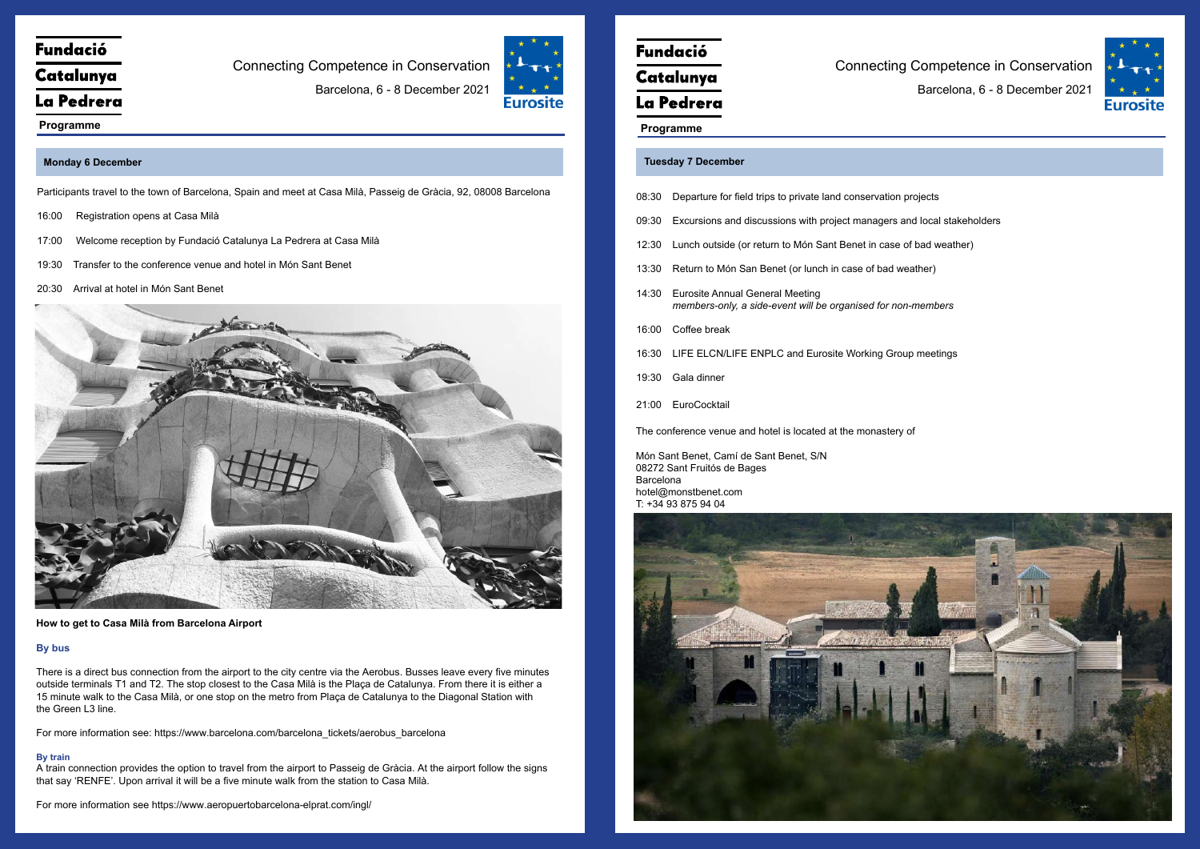# Fundació Catalunya La Pedrera

Connecting Competence in Conservation

Barcelona, 6 - 8 December 2021

Eurosite

**Programme**

## Monday 6 December

Participants travel to the town of Barcelona, Spain and meet at Casa Milà, Passeig de Gràcia, 92, 08008 Barcelona

16:00 Registration opens at Casa Milà

17:00 Welcome reception by Fundació Catalunya La Pedrera at Casa Milà

19:30 Transfer to the conference venue and hotel in Món Sant Benet

20:30 Arrival at hotel in Món Sant Benet

### How to get to Casa Milà from Barcelona Airport

#### By bus

There is a direct bus connection from the airport to the city centre via the Aerobus. Busses leave every five minutes outside terminals T1 and T2. The stop closest to the Casa Milà is the Plaça de Catalunya. From there it is either a 15 minute walk to the Casa Milà, or one stop on the metro from Plaça de Catalunya to the Diagonal Station with the Green L3 line.

For more information see: https://www.barcelona.com/barcelona_tickets/aerobus_barcelona

#### By train

A train connection provides the option to travel from the airport to Passeig de Gràcia. At the airport follow the signs that say 'RENFE'. Upon arrival it will be a five minute walk from the station to Casa Milà.

For more information see https://www.aeropuertobarcelona-elprat.com/ingl/

# Fundació Catalunya La Pedrera

Connecting Competence in Conservation

Barcelona, 6 - 8 December 2021

Eurosite

**Programme**

## Tuesday 7 December

08:30 Departure for field trips to private land conservation projects

09:30 Excursions and discussions with project managers and local stakeholders

12:30 Lunch outside (or return to Món Sant Benet in case of bad weather)

13:30 Return to Món San Benet (or lunch in case of bad weather)

14:30 Eurosite Annual General Meeting
*members-only, a side-event will be organised for non-members*

16:00 Coffee break

16:30 LIFE ELCN/LIFE ENPLC and Eurosite Working Group meetings

19:30 Gala dinner

21:00 EuroCocktail

The conference venue and hotel is located at the monastery of

Món Sant Benet, Camí de Sant Benet, S/N
08272 Sant Fruitós de Bages
Barcelona
hotel@monstbenet.com
T: +34 93 875 94 04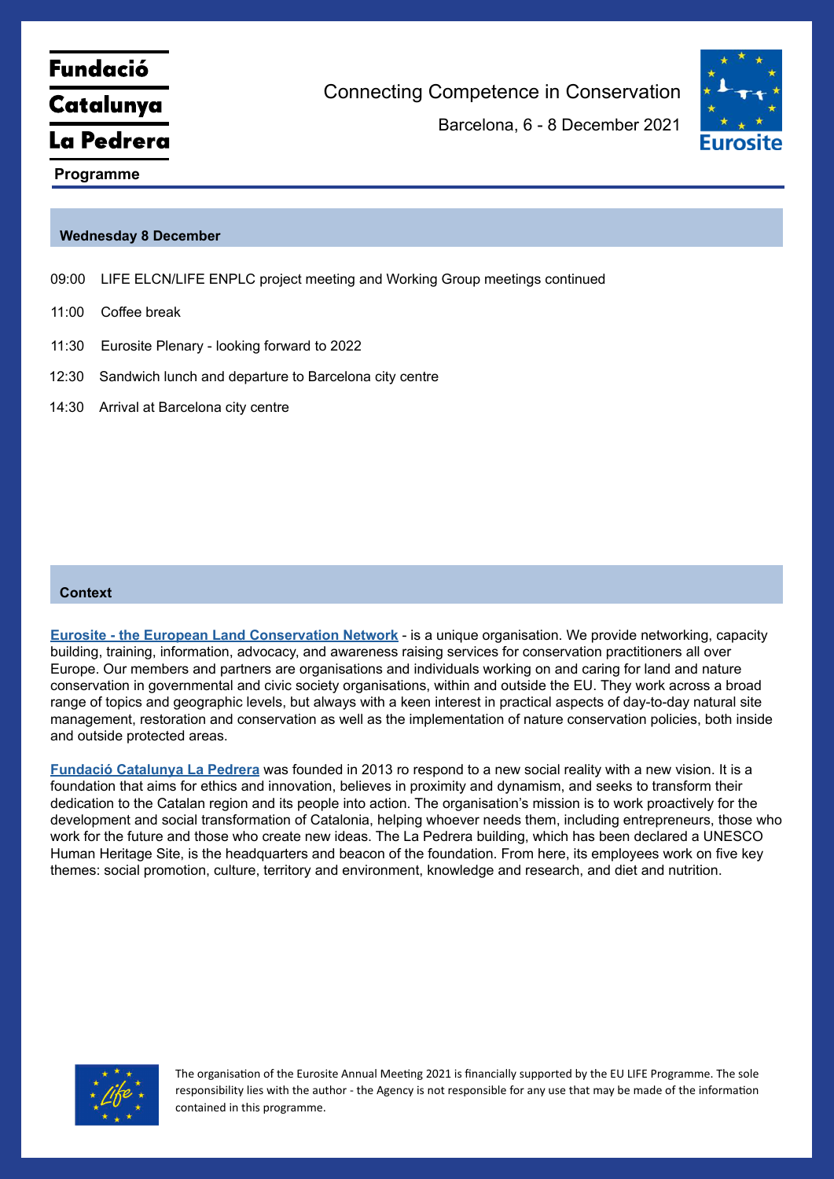Fundació Catalunya La Pedrera

Programme

Connecting Competence in Conservation

Barcelona, 6 - 8 December 2021

Eurosite

## Wednesday 8 December

09:00 LIFE ELCN/LIFE ENPLC project meeting and Working Group meetings continued

11:00 Coffee break

11:30 Eurosite Plenary - looking forward to 2022

12:30 Sandwich lunch and departure to Barcelona city centre

14:30 Arrival at Barcelona city centre

## Context

**Eurosite - the European Land Conservation Network** - is a unique organisation. We provide networking, capacity building, training, information, advocacy, and awareness raising services for conservation practitioners all over Europe. Our members and partners are organisations and individuals working on and caring for land and nature conservation in governmental and civic society organisations, within and outside the EU. They work across a broad range of topics and geographic levels, but always with a keen interest in practical aspects of day-to-day natural site management, restoration and conservation as well as the implementation of nature conservation policies, both inside and outside protected areas.

**Fundació Catalunya La Pedrera** was founded in 2013 ro respond to a new social reality with a new vision. It is a foundation that aims for ethics and innovation, believes in proximity and dynamism, and seeks to transform their dedication to the Catalan region and its people into action. The organisation's mission is to work proactively for the development and social transformation of Catalonia, helping whoever needs them, including entrepreneurs, those who work for the future and those who create new ideas. The La Pedrera building, which has been declared a UNESCO Human Heritage Site, is the headquarters and beacon of the foundation. From here, its employees work on five key themes: social promotion, culture, territory and environment, knowledge and research, and diet and nutrition.

The organisation of the Eurosite Annual Meeting 2021 is financially supported by the EU LIFE Programme. The sole responsibility lies with the author - the Agency is not responsible for any use that may be made of the information contained in this programme.